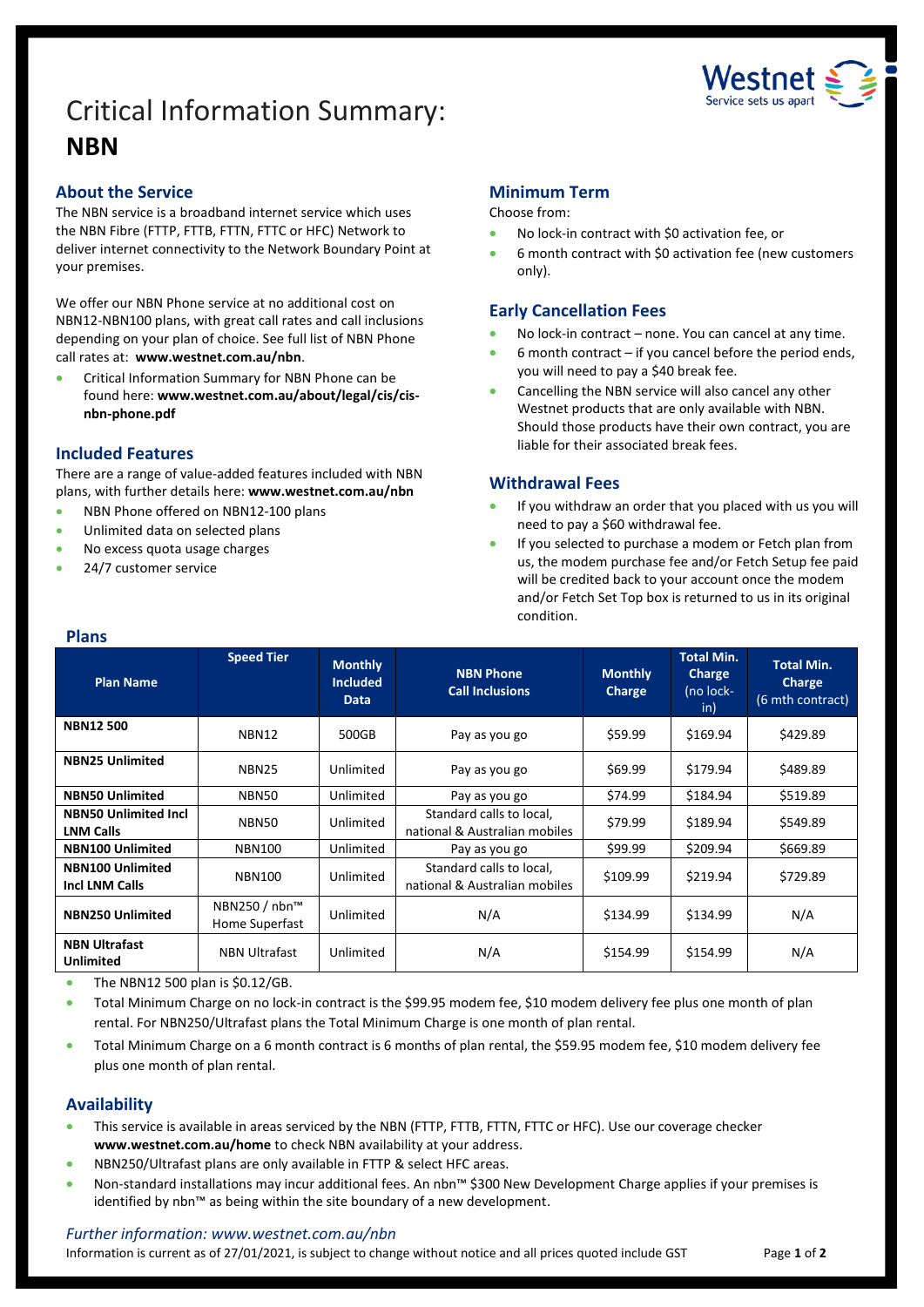# Critical Information Summary: **NBN**

## About the Service

The NBN service is a broadband internet service which uses the NBN Fibre (FTTP, FTTB, FTTN, FTTC or HFC) Network to deliver internet connectivity to the Network Boundary Point at your premises.

We offer our NBN Phone service at no additional cost on NBN12-NBN100 plans, with great call rates and call inclusions depending on your plan of choice. See full list of NBN Phone call rates at: **www.westnet.com.au/nbn**.

- Critical Information Summary for NBN Phone can be found here: **www.westnet.com.au/about/legal/cis/cis-nbn-phone.pdf**

## Included Features

There are a range of value-added features included with NBN plans, with further details here: **www.westnet.com.au/nbn**

- NBN Phone offered on NBN12-100 plans
- Unlimited data on selected plans
- No excess quota usage charges
- 24/7 customer service

## Minimum Term

Choose from:

- No lock-in contract with $0 activation fee, or
- 6 month contract with $0 activation fee (new customers only).

## Early Cancellation Fees

- No lock-in contract – none. You can cancel at any time.
- 6 month contract – if you cancel before the period ends, you will need to pay a $40 break fee.
- Cancelling the NBN service will also cancel any other Westnet products that are only available with NBN. Should those products have their own contract, you are liable for their associated break fees.

## Withdrawal Fees

- If you withdraw an order that you placed with us you will need to pay a $60 withdrawal fee.
- If you selected to purchase a modem or Fetch plan from us, the modem purchase fee and/or Fetch Setup fee paid will be credited back to your account once the modem and/or Fetch Set Top box is returned to us in its original condition.

## Plans

| Plan Name | Speed Tier | Monthly Included Data | NBN Phone Call Inclusions | Monthly Charge | Total Min. Charge (no lock-in) | Total Min. Charge (6 mth contract) |
|---|---|---|---|---|---|---|
| **NBN12 500** | NBN12 | 500GB | Pay as you go | $59.99 | $169.94 | $429.89 |
| **NBN25 Unlimited** | NBN25 | Unlimited | Pay as you go | $69.99 | $179.94 | $489.89 |
| **NBN50 Unlimited** | NBN50 | Unlimited | Pay as you go | $74.99 | $184.94 | $519.89 |
| **NBN50 Unlimited Incl LNM Calls** | NBN50 | Unlimited | Standard calls to local, national & Australian mobiles | $79.99 | $189.94 | $549.89 |
| **NBN100 Unlimited** | NBN100 | Unlimited | Pay as you go | $99.99 | $209.94 | $669.89 |
| **NBN100 Unlimited Incl LNM Calls** | NBN100 | Unlimited | Standard calls to local, national & Australian mobiles | $109.99 | $219.94 | $729.89 |
| **NBN250 Unlimited** | NBN250 / nbn™ Home Superfast | Unlimited | N/A | $134.99 | $134.99 | N/A |
| **NBN Ultrafast Unlimited** | NBN Ultrafast | Unlimited | N/A | $154.99 | $154.99 | N/A |

- The NBN12 500 plan is $0.12/GB.
- Total Minimum Charge on no lock-in contract is the $99.95 modem fee, $10 modem delivery fee plus one month of plan rental. For NBN250/Ultrafast plans the Total Minimum Charge is one month of plan rental.
- Total Minimum Charge on a 6 month contract is 6 months of plan rental, the $59.95 modem fee, $10 modem delivery fee plus one month of plan rental.

## Availability

- This service is available in areas serviced by the NBN (FTTP, FTTB, FTTN, FTTC or HFC). Use our coverage checker **www.westnet.com.au/home** to check NBN availability at your address.
- NBN250/Ultrafast plans are only available in FTTP & select HFC areas.
- Non-standard installations may incur additional fees. An nbn™ $300 New Development Charge applies if your premises is identified by nbn™ as being within the site boundary of a new development.

*Further information: www.westnet.com.au/nbn*

Information is current as of 27/01/2021, is subject to change without notice and all prices quoted include GST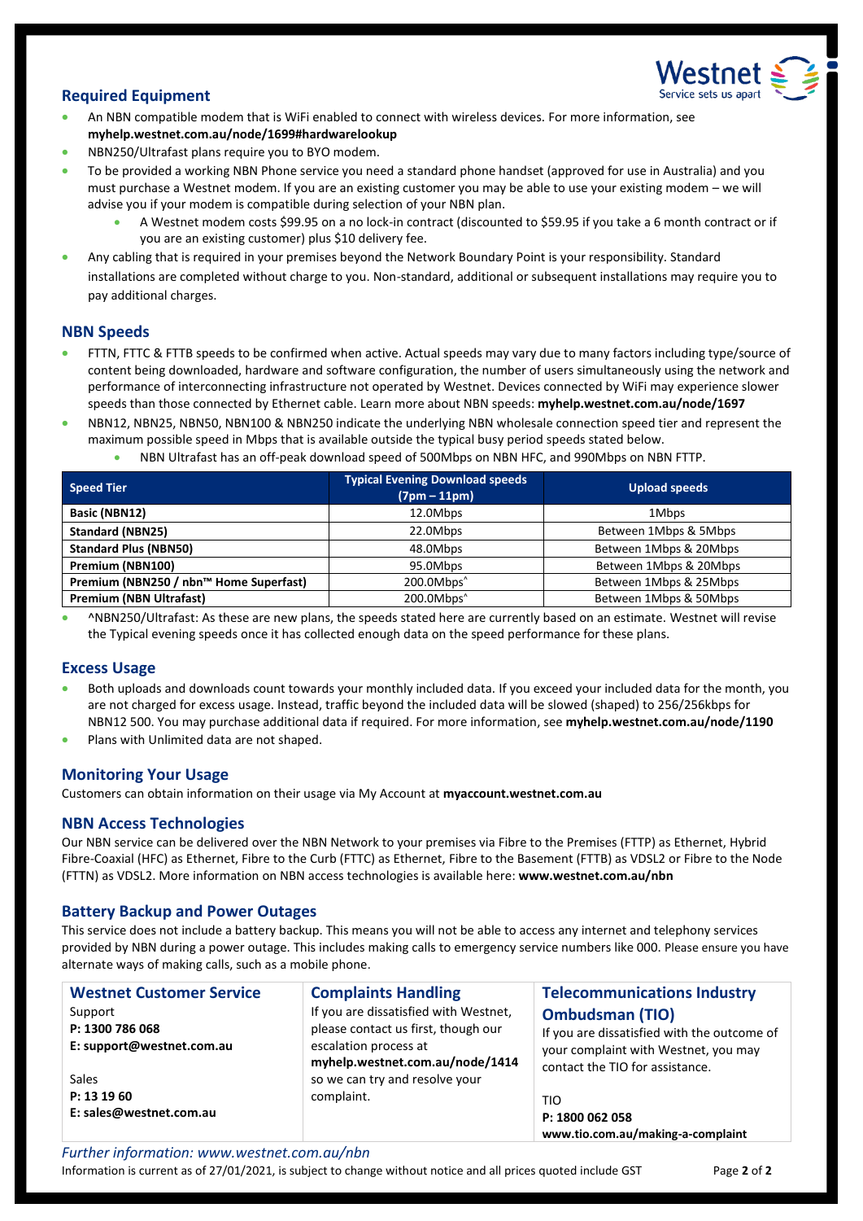## Required Equipment

- An NBN compatible modem that is WiFi enabled to connect with wireless devices. For more information, see **myhelp.westnet.com.au/node/1699#hardwarelookup**
- NBN250/Ultrafast plans require you to BYO modem.
- To be provided a working NBN Phone service you need a standard phone handset (approved for use in Australia) and you must purchase a Westnet modem. If you are an existing customer you may be able to use your existing modem – we will advise you if your modem is compatible during selection of your NBN plan.
    - A Westnet modem costs $99.95 on a no lock-in contract (discounted to $59.95 if you take a 6 month contract or if you are an existing customer) plus $10 delivery fee.
- Any cabling that is required in your premises beyond the Network Boundary Point is your responsibility. Standard installations are completed without charge to you. Non-standard, additional or subsequent installations may require you to pay additional charges.

## NBN Speeds

- FTTN, FTTC & FTTB speeds to be confirmed when active. Actual speeds may vary due to many factors including type/source of content being downloaded, hardware and software configuration, the number of users simultaneously using the network and performance of interconnecting infrastructure not operated by Westnet. Devices connected by WiFi may experience slower speeds than those connected by Ethernet cable. Learn more about NBN speeds: **myhelp.westnet.com.au/node/1697**
- NBN12, NBN25, NBN50, NBN100 & NBN250 indicate the underlying NBN wholesale connection speed tier and represent the maximum possible speed in Mbps that is available outside the typical busy period speeds stated below.
    - NBN Ultrafast has an off-peak download speed of 500Mbps on NBN HFC, and 990Mbps on NBN FTTP.

| Speed Tier | Typical Evening Download speeds (7pm – 11pm) | Upload speeds |
|---|---|---|
| **Basic (NBN12)** | 12.0Mbps | 1Mbps |
| **Standard (NBN25)** | 22.0Mbps | Between 1Mbps & 5Mbps |
| **Standard Plus (NBN50)** | 48.0Mbps | Between 1Mbps & 20Mbps |
| **Premium (NBN100)** | 95.0Mbps | Between 1Mbps & 20Mbps |
| **Premium (NBN250 / nbn™ Home Superfast)** | 200.0Mbps^ | Between 1Mbps & 25Mbps |
| **Premium (NBN Ultrafast)** | 200.0Mbps^ | Between 1Mbps & 50Mbps |

- ^NBN250/Ultrafast: As these are new plans, the speeds stated here are currently based on an estimate. Westnet will revise the Typical evening speeds once it has collected enough data on the speed performance for these plans.

## Excess Usage

- Both uploads and downloads count towards your monthly included data. If you exceed your included data for the month, you are not charged for excess usage. Instead, traffic beyond the included data will be slowed (shaped) to 256/256kbps for NBN12 500. You may purchase additional data if required. For more information, see **myhelp.westnet.com.au/node/1190**
- Plans with Unlimited data are not shaped.

## Monitoring Your Usage

Customers can obtain information on their usage via My Account at **myaccount.westnet.com.au**

## NBN Access Technologies

Our NBN service can be delivered over the NBN Network to your premises via Fibre to the Premises (FTTP) as Ethernet, Hybrid Fibre-Coaxial (HFC) as Ethernet, Fibre to the Curb (FTTC) as Ethernet, Fibre to the Basement (FTTB) as VDSL2 or Fibre to the Node (FTTN) as VDSL2. More information on NBN access technologies is available here: **www.westnet.com.au/nbn**

## Battery Backup and Power Outages

This service does not include a battery backup. This means you will not be able to access any internet and telephony services provided by NBN during a power outage. This includes making calls to emergency service numbers like 000. Please ensure you have alternate ways of making calls, such as a mobile phone.

## Westnet Customer Service

Support
**P: 1300 786 068**
**E: support@westnet.com.au**

Sales
**P: 13 19 60**
**E: sales@westnet.com.au**

## Complaints Handling

If you are dissatisfied with Westnet, please contact us first, though our escalation process at **myhelp.westnet.com.au/node/1414** so we can try and resolve your complaint.

## Telecommunications Industry Ombudsman (TIO)

If you are dissatisfied with the outcome of your complaint with Westnet, you may contact the TIO for assistance.

TIO
**P: 1800 062 058**
**www.tio.com.au/making-a-complaint**

*Further information: www.westnet.com.au/nbn*

Information is current as of 27/01/2021, is subject to change without notice and all prices quoted include GST